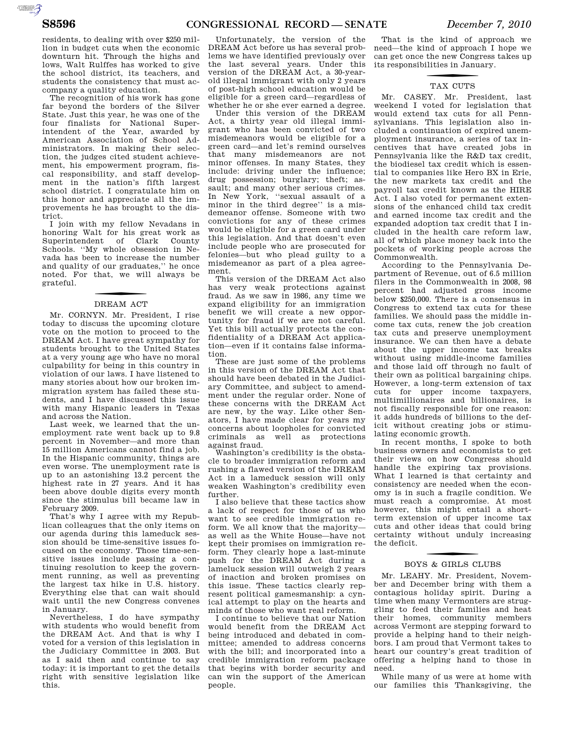residents, to dealing with over $250 million in budget cuts when the economic downturn hit. Through the highs and lows, Walt Rulffes has worked to give the school district, its teachers, and students the consistency that must accompany a quality education.

The recognition of his work has gone far beyond the borders of the Silver State. Just this year, he was one of the four finalists for National Superintendent of the Year, awarded by American Association of School Administrators. In making their selection, the judges cited student achievement, his empowerment program, fiscal responsibility, and staff development in the nation's fifth largest school district. I congratulate him on this honor and appreciate all the improvements he has brought to the district.

I join with my fellow Nevadans in honoring Walt for his great work as Superintendent of Clark County Schools. ''My whole obsession in Nevada has been to increase the number and quality of our graduates,'' he once noted. For that, we will always be grateful.

## DREAM ACT

Mr. CORNYN. Mr. President, I rise today to discuss the upcoming cloture vote on the motion to proceed to the DREAM Act. I have great sympathy for students brought to the United States at a very young age who have no moral culpability for being in this country in violation of our laws. I have listened to many stories about how our broken immigration system has failed these students, and I have discussed this issue with many Hispanic leaders in Texas and across the Nation.

Last week, we learned that the unemployment rate went back up to 9.8 percent in November—and more than 15 million Americans cannot find a job. In the Hispanic community, things are even worse. The unemployment rate is up to an astonishing 13.2 percent the highest rate in 27 years. And it has been above double digits every month since the stimulus bill became law in February 2009.

That's why I agree with my Republican colleagues that the only items on our agenda during this lameduck session should be time-sensitive issues focused on the economy. Those time-sensitive issues include passing a continuing resolution to keep the government running, as well as preventing the largest tax hike in U.S. history. Everything else that can wait should wait until the new Congress convenes in January.

Nevertheless, I do have sympathy with students who would benefit from the DREAM Act. And that is why I voted for a version of this legislation in the Judiciary Committee in 2003. But as I said then and continue to say today: it is important to get the details right with sensitive legislation like this.

Unfortunately, the version of the DREAM Act before us has several problems we have identified previously over the last several years. Under this version of the DREAM Act, a 30-year-old illegal immigrant with only 2 years of post-high school education would be eligible for a green card—regardless of whether he or she ever earned a degree.

Under this version of the DREAM Act, a thirty year old illegal immigrant who has been convicted of two misdemeanors would be eligible for a green card—and let's remind ourselves that many misdemeanors are not minor offenses. In many States, they include: driving under the influence; drug possession; burglary; theft; assault; and many other serious crimes. In New York, ''sexual assault of a minor in the third degree'' is a misdemeanor offense. Someone with two convictions for any of these crimes would be eligible for a green card under this legislation. And that doesn't even include people who are prosecuted for felonies—but who plead guilty to a misdemeanor as part of a plea agreement.

This version of the DREAM Act also has very weak protections against fraud. As we saw in 1986, any time we expand eligibility for an immigration benefit we will create a new opportunity for fraud if we are not careful. Yet this bill actually protects the confidentiality of a DREAM Act application—even if it contains false information.

These are just some of the problems in this version of the DREAM Act that should have been debated in the Judiciary Committee, and subject to amendment under the regular order. None of these concerns with the DREAM Act are new, by the way. Like other Senators, I have made clear for years my concerns about loopholes for convicted criminals as well as protections against fraud.

Washington's credibility is the obstacle to broader immigration reform and rushing a flawed version of the DREAM Act in a lameduck session will only weaken Washington's credibility even further.

I also believe that these tactics show a lack of respect for those of us who want to see credible immigration reform. We all know that the majority—as well as the White House—have not kept their promises on immigration reform. They clearly hope a last-minute push for the DREAM Act during a lameduck session will outweigh 2 years of inaction and broken promises on this issue. These tactics clearly represent political gamesmanship: a cynical attempt to play on the hearts and minds of those who want real reform.

I continue to believe that our Nation would benefit from the DREAM Act being introduced and debated in committee; amended to address concerns with the bill; and incorporated into a credible immigration reform package that begins with border security and can win the support of the American people.

That is the kind of approach we need—the kind of approach I hope we can get once the new Congress takes up its responsibilities in January.

## TAX CUTS

Mr. CASEY. Mr. President, last weekend I voted for legislation that would extend tax cuts for all Pennsylvanians. This legislation also included a continuation of expired unemployment insurance, a series of tax incentives that have created jobs in Pennsylvania like the R&D tax credit, the biodiesel tax credit which is essential to companies like Hero BX in Erie, the new markets tax credit and the payroll tax credit known as the HIRE Act. I also voted for permanent extensions of the enhanced child tax credit and earned income tax credit and the expanded adoption tax credit that I included in the health care reform law, all of which place money back into the pockets of working people across the Commonwealth.

According to the Pennsylvania Department of Revenue, out of 6.5 million filers in the Commonwealth in 2008, 98 percent had adjusted gross income below $250,000. There is a consensus in Congress to extend tax cuts for these families. We should pass the middle income tax cuts, renew the job creation tax cuts and preserve unemployment insurance. We can then have a debate about the upper income tax breaks without using middle-income families and those laid off through no fault of their own as political bargaining chips. However, a long-term extension of tax cuts for upper income taxpayers, multimillionaires and billionaires, is not fiscally responsible for one reason: it adds hundreds of billions to the deficit without creating jobs or stimulating economic growth.

In recent months, I spoke to both business owners and economists to get their views on how Congress should handle the expiring tax provisions. What I learned is that certainty and consistency are needed when the economy is in such a fragile condition. We must reach a compromise. At most however, this might entail a short-term extension of upper income tax cuts and other ideas that could bring certainty without unduly increasing the deficit.

## BOYS & GIRLS CLUBS

Mr. LEAHY. Mr. President, November and December bring with them a contagious holiday spirit. During a time when many Vermonters are struggling to feed their families and heat their homes, community members across Vermont are stepping forward to provide a helping hand to their neighbors. I am proud that Vermont takes to heart our country's great tradition of offering a helping hand to those in need.

While many of us were at home with our families this Thanksgiving, the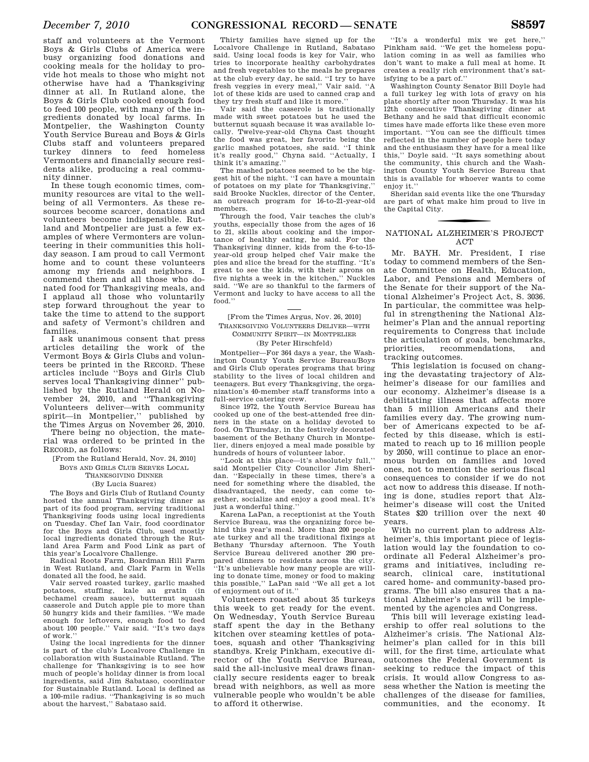staff and volunteers at the Vermont Boys & Girls Clubs of America were busy organizing food donations and cooking meals for the holiday to provide hot meals to those who might not otherwise have had a Thanksgiving dinner at all. In Rutland alone, the Boys & Girls Club cooked enough food to feed 100 people, with many of the ingredients donated by local farms. In Montpelier, the Washington County Youth Service Bureau and Boys & Girls Clubs staff and volunteers prepared turkey dinners to feed homeless Vermonters and financially secure residents alike, producing a real community dinner.

In these tough economic times, community resources are vital to the well-being of all Vermonters. As these resources become scarcer, donations and volunteers become indispensible. Rutland and Montpelier are just a few examples of where Vermonters are volunteering in their communities this holiday season. I am proud to call Vermont home and to count these volunteers among my friends and neighbors. I commend them and all those who donated food for Thanksgiving meals, and I applaud all those who voluntarily step forward throughout the year to take the time to attend to the support and safety of Vermont's children and families.

I ask unanimous consent that press articles detailing the work of the Vermont Boys & Girls Clubs and volunteers be printed in the RECORD. These articles include "Boys and Girls Club serves local Thanksgiving dinner" published by the Rutland Herald on November 24, 2010, and "Thanksgiving Volunteers deliver—with community spirit—in Montpelier," published by the Times Argus on November 26, 2010.

There being no objection, the material was ordered to be printed in the RECORD, as follows:

[From the Rutland Herald, Nov. 24, 2010]

BOYS AND GIRLS CLUB SERVES LOCAL THANKSGIVING DINNER

(By Lucia Suarez)

The Boys and Girls Club of Rutland County hosted the annual Thanksgiving dinner as part of its food program, serving traditional Thanksgiving foods using local ingredients on Tuesday. Chef Ian Vair, food coordinator for the Boys and Girls Club, used mostly local ingredients donated through the Rutland Area Farm and Food Link as part of this year's Localvore Challenge.

Radical Roots Farm, Boardman Hill Farm in West Rutland, and Clark Farm in Wells donated all the food, he said.

Vair served roasted turkey, garlic mashed potatoes, stuffing, kale au gratin (in bechamel cream sauce), butternut squash casserole and Dutch apple pie to more than 50 hungry kids and their families. "We made enough for leftovers, enough food to feed about 100 people." Vair said. "It's two days of work."

Using the local ingredients for the dinner is part of the club's Localvore Challenge in collaboration with Sustainable Rutland. The challenge for Thanksgiving is to see how much of people's holiday dinner is from local ingredients, said Jim Sabataso, coordinator for Sustainable Rutland. Local is defined as a 100-mile radius. "Thanksgiving is so much about the harvest," Sabataso said.

Thirty families have signed up for the Localvore Challenge in Rutland, Sabataso said. Using local foods is key for Vair, who tries to incorporate healthy carbohydrates and fresh vegetables to the meals he prepares at the club every day, he said. "I try to have fresh veggies in every meal," Vair said. "A lot of these kids are used to canned crap and they try fresh stuff and like it more."

Vair said the casserole is traditionally made with sweet potatoes but he used the butternut squash because it was available locally. Twelve-year-old Chyna Cast thought the food was great, her favorite being the garlic mashed potatoes, she said. "I think it's really good," Chyna said. "Actually, I think it's amazing."

The mashed potatoes seemed to be the biggest hit of the night. "I can have a mountain of potatoes on my plate for Thanksgiving," said Brooke Nuckles, director of the Center, an outreach program for 16-to-21-year-old members.

Through the food, Vair teaches the club's youths, especially those from the ages of 16 to 21, skills about cooking and the importance of healthy eating, he said. For the Thanksgiving dinner, kids from the 6-to-15-year-old group helped chef Vair make the pies and slice the bread for the stuffing. "It's great to see the kids, with their aprons on five nights a week in the kitchen," Nuckles said. "We are so thankful to the farmers of Vermont and lucky to have access to all the food."

[From the Times Argus, Nov. 26, 2010]

THANKSGIVING VOLUNTEERS DELIVER—WITH COMMUNITY SPIRIT—IN MONTPELIER

(By Peter Hirschfeld)

Montpelier—For 364 days a year, the Washington County Youth Service Bureau/Boys and Girls Club operates programs that bring stability to the lives of local children and teenagers. But every Thanksgiving, the organization's 40-member staff transforms into a full-service catering crew.

Since 1972, the Youth Service Bureau has cooked up one of the best-attended free dinners in the state on a holiday devoted to food. On Thursday, in the festively decorated basement of the Bethany Church in Montpelier, diners enjoyed a meal made possible by hundreds of hours of volunteer labor.

"Look at this place—it's absolutely full," said Montpelier City Councilor Jim Sheridan. "Especially in these times, there's a need for something where the disabled, the disadvantaged, the needy, can come together, socialize and enjoy a good meal. It's just a wonderful thing."

Karena LaPan, a receptionist at the Youth Service Bureau, was the organizing force behind this year's meal. More than 200 people ate turkey and all the traditional fixings at Bethany Thursday afternoon. The Youth Service Bureau delivered another 290 prepared dinners to residents across the city. "It's unbelievable how many people are willing to donate time, money or food to making this possible," LaPan said "We all get a lot of enjoyment out of it."

Volunteers roasted about 35 turkeys this week to get ready for the event. On Wednesday, Youth Service Bureau staff spent the day in the Bethany kitchen over steaming kettles of potatoes, squash and other Thanksgiving standbys. Kreig Pinkham, executive director of the Youth Service Bureau, said the all-inclusive meal draws financially secure residents eager to break bread with neighbors, as well as more vulnerable people who wouldn't be able to afford it otherwise.

"It's a wonderful mix we get here," Pinkham said. "We get the homeless population coming in as well as families who don't want to make a full meal at home. It creates a really rich environment that's satisfying to be a part of."

Washington County Senator Bill Doyle had a full turkey leg with lots of gravy on his plate shortly after noon Thursday. It was his 12th consecutive Thanksgiving dinner at Bethany and he said that difficult economic times have made efforts like these even more important. "You can see the difficult times reflected in the number of people here today and the enthusiasm they have for a meal like this," Doyle said. "It says something about the community, this church and the Washington County Youth Service Bureau that this is available for whoever wants to come enjoy it."

Sheridan said events like the one Thursday are part of what make him proud to live in the Capital City.

## NATIONAL ALZHEIMER'S PROJECT ACT

Mr. BAYH. Mr. President, I rise today to commend members of the Senate Committee on Health, Education, Labor, and Pensions and Members of the Senate for their support of the National Alzheimer's Project Act, S. 3036. In particular, the committee was helpful in strengthening the National Alzheimer's Plan and the annual reporting requirements to Congress that include the articulation of goals, benchmarks, priorities, recommendations, and tracking outcomes.

This legislation is focused on changing the devastating trajectory of Alzheimer's disease for our families and our economy. Alzheimer's disease is a debilitating illness that affects more than 5 million Americans and their families every day. The growing number of Americans expected to be affected by this disease, which is estimated to reach up to 16 million people by 2050, will continue to place an enormous burden on families and loved ones, not to mention the serious fiscal consequences to consider if we do not act now to address this disease. If nothing is done, studies report that Alzheimer's disease will cost the United States $20 trillion over the next 40 years.

With no current plan to address Alzheimer's, this important piece of legislation would lay the foundation to coordinate all Federal Alzheimer's programs and initiatives, including research, clinical care, institutional cared home- and community-based programs. The bill also ensures that a national Alzheimer's plan will be implemented by the agencies and Congress.

This bill will leverage existing leadership to offer real solutions to the Alzheimer's crisis. The National Alzheimer's plan called for in this bill will, for the first time, articulate what outcomes the Federal Government is seeking to reduce the impact of this crisis. It would allow Congress to assess whether the Nation is meeting the challenges of the disease for families, communities, and the economy. It